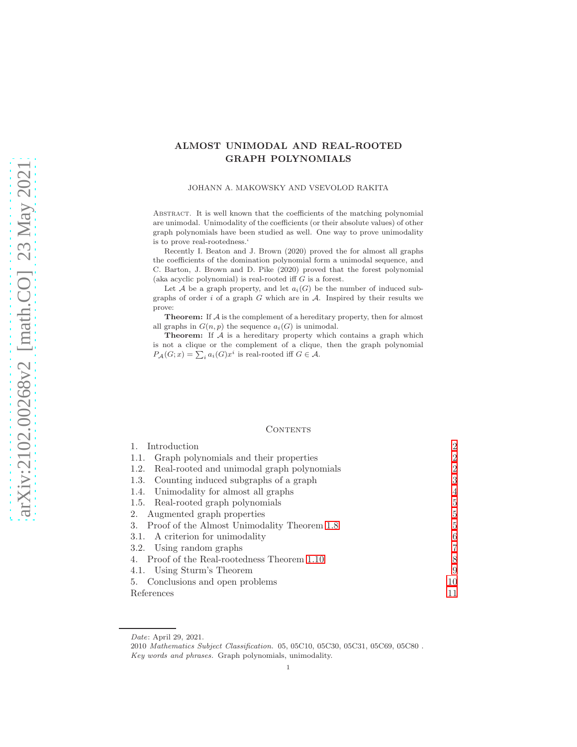# ALMOST UNIMODAL AND REAL-ROOTED GRAPH POLYNOMIALS

JOHANN A. MAKOWSKY AND VSEVOLOD RAKITA

Abstract. It is well known that the coefficients of the matching polynomial are unimodal. Unimodality of the coefficients (or their absolute values) of other graph polynomials have been studied as well. One way to prove unimodality is to prove real-rootedness.‘

Recently I. Beaton and J. Brown (2020) proved the for almost all graphs the coefficients of the domination polynomial form a unimodal sequence, and C. Barton, J. Brown and D. Pike (2020) proved that the forest polynomial (aka acyclic polynomial) is real-rooted iff $G$ is a forest.

Let $\mathcal{A}$ be a graph property, and let $a_i(G)$ be the number of induced subgraphs of order $i$ of a graph $G$ which are in $\mathcal{A}$. Inspired by their results we prove:

**Theorem:** If $\mathcal{A}$ is the complement of a hereditary property, then for almost all graphs in $G(n,p)$ the sequence $a_i(G)$ is unimodal.

**Theorem:** If $\mathcal{A}$ is a hereditary property which contains a graph which is not a clique or the complement of a clique, then the graph polynomial $P_{\mathcal{A}}(G;x) = \sum_i a_i(G)x^i$ is real-rooted iff $G \in \mathcal{A}$.

Contents

| | |
|---|---|
| 1. Introduction | 2 |
| 1.1. Graph polynomials and their properties | 2 |
| 1.2. Real-rooted and unimodal graph polynomials | 2 |
| 1.3. Counting induced subgraphs of a graph | 3 |
| 1.4. Unimodality for almost all graphs | 4 |
| 1.5. Real-rooted graph polynomials | 5 |
| 2. Augmented graph properties | 5 |
| 3. Proof of the Almost Unimodality Theorem 1.8 | 5 |
| 3.1. A criterion for unimodality | 6 |
| 3.2. Using random graphs | 7 |
| 4. Proof of the Real-rootedness Theorem 1.10 | 8 |
| 4.1. Using Sturm's Theorem | 9 |
| 5. Conclusions and open problems | 10 |
| References | 11 |

*Date*: April 29, 2021.

2010 *Mathematics Subject Classification.* 05, 05C10, 05C30, 05C31, 05C69, 05C80 .

*Key words and phrases.* Graph polynomials, unimodality.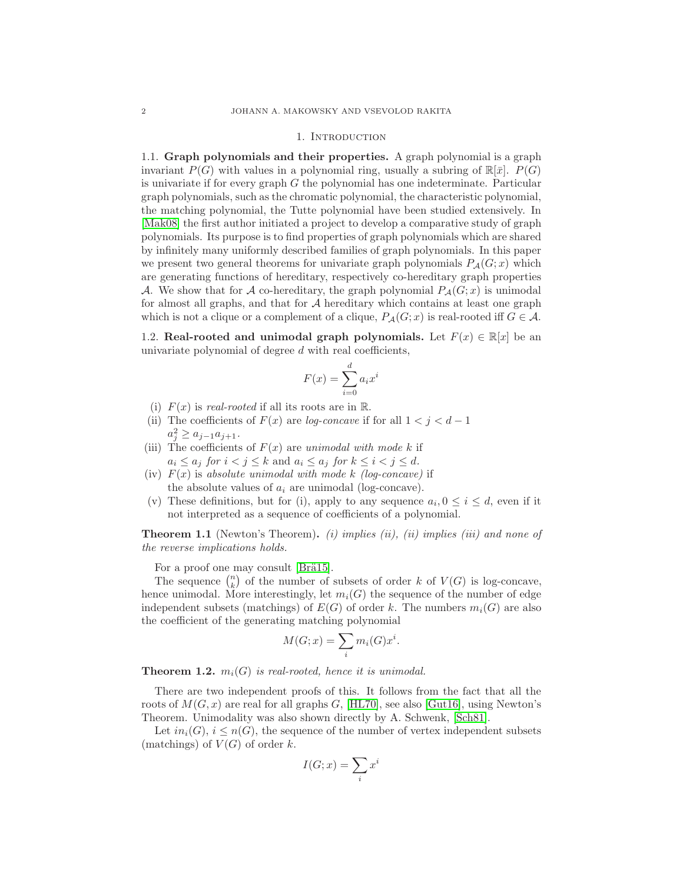## 1. Introduction

**1.1. Graph polynomials and their properties.** A graph polynomial is a graph invariant $P(G)$ with values in a polynomial ring, usually a subring of $\mathbb{R}[\bar{x}]$. $P(G)$ is univariate if for every graph $G$ the polynomial has one indeterminate. Particular graph polynomials, such as the chromatic polynomial, the characteristic polynomial, the matching polynomial, the Tutte polynomial have been studied extensively. In [Mak08] the first author initiated a project to develop a comparative study of graph polynomials. Its purpose is to find properties of graph polynomials which are shared by infinitely many uniformly described families of graph polynomials. In this paper we present two general theorems for univariate graph polynomials $P_{\mathcal{A}}(G;x)$ which are generating functions of hereditary, respectively co-hereditary graph properties $\mathcal{A}$. We show that for $\mathcal{A}$ co-hereditary, the graph polynomial $P_{\mathcal{A}}(G;x)$ is unimodal for almost all graphs, and that for $\mathcal{A}$ hereditary which contains at least one graph which is not a clique or a complement of a clique, $P_{\mathcal{A}}(G;x)$ is real-rooted iff $G \in \mathcal{A}$.

**1.2. Real-rooted and unimodal graph polynomials.** Let $F(x) \in \mathbb{R}[x]$ be an univariate polynomial of degree $d$ with real coefficients,

$$F(x) = \sum_{i=0}^{d} a_i x^i$$

(i) $F(x)$ is *real-rooted* if all its roots are in $\mathbb{R}$.
(ii) The coefficients of $F(x)$ are *log-concave* if for all $1 < j < d-1$ $a_j^2 \geq a_{j-1}a_{j+1}$.
(iii) The coefficients of $F(x)$ are *unimodal with mode* $k$ if $a_i \leq a_j$ *for* $i < j \leq k$ and $a_i \leq a_j$ *for* $k \leq i < j \leq d$.
(iv) $F(x)$ is *absolute unimodal with mode* $k$ *(log-concave)* if the absolute values of $a_i$ are unimodal (log-concave).
(v) These definitions, but for (i), apply to any sequence $a_i, 0 \leq i \leq d$, even if it not interpreted as a sequence of coefficients of a polynomial.

**Theorem 1.1** (Newton's Theorem)**.** *(i) implies (ii), (ii) implies (iii) and none of the reverse implications holds.*

For a proof one may consult [Brä15].

The sequence $\binom{n}{k}$ of the number of subsets of order $k$ of $V(G)$ is log-concave, hence unimodal. More interestingly, let $m_i(G)$ the sequence of the number of edge independent subsets (matchings) of $E(G)$ of order $k$. The numbers $m_i(G)$ are also the coefficient of the generating matching polynomial

$$M(G;x) = \sum_i m_i(G)x^i.$$

**Theorem 1.2.** *$m_i(G)$ is real-rooted, hence it is unimodal.*

There are two independent proofs of this. It follows from the fact that all the roots of $M(G,x)$ are real for all graphs $G$, [HL70], see also [Gut16], using Newton's Theorem. Unimodality was also shown directly by A. Schwenk, [Sch81].

Let $in_i(G)$, $i \leq n(G)$, the sequence of the number of vertex independent subsets (matchings) of $V(G)$ of order $k$.

$$I(G;x) = \sum_i x^i$$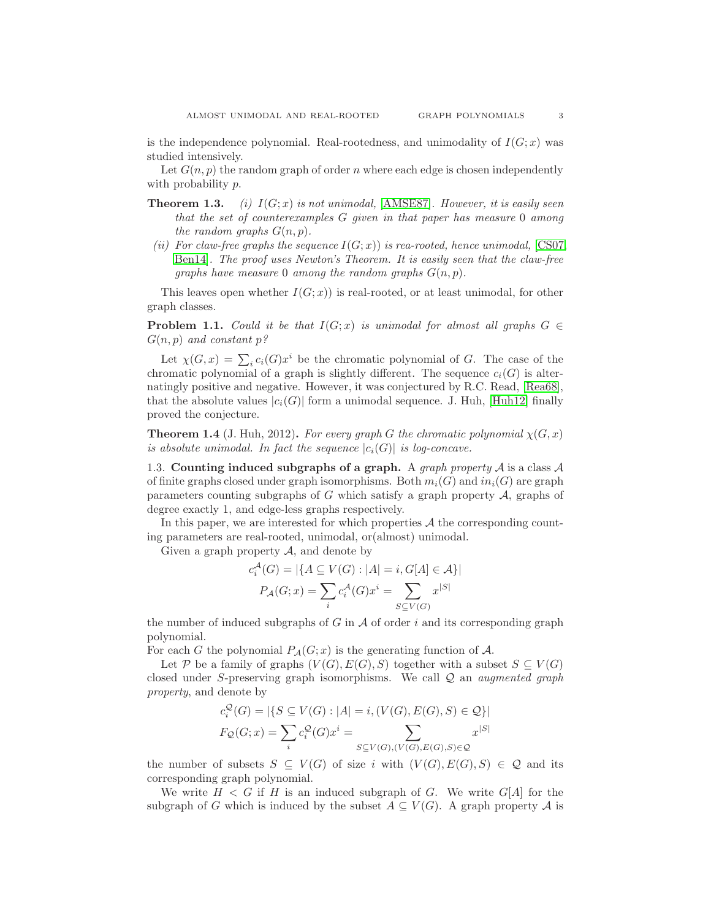is the independence polynomial. Real-rootedness, and unimodality of $I(G;x)$ was studied intensively.

Let $G(n,p)$ the random graph of order $n$ where each edge is chosen independently with probability $p$.

**Theorem 1.3.** *(i) $I(G;x)$ is not unimodal, [AMSE87]. However, it is easily seen that the set of counterexamples $G$ given in that paper has measure 0 among the random graphs $G(n,p)$.*

*(ii) For claw-free graphs the sequence $I(G;x))$ is rea-rooted, hence unimodal, [CS07, Ben14]. The proof uses Newton's Theorem. It is easily seen that the claw-free graphs have measure 0 among the random graphs $G(n,p)$.*

This leaves open whether $I(G;x))$ is real-rooted, or at least unimodal, for other graph classes.

**Problem 1.1.** *Could it be that $I(G;x)$ is unimodal for almost all graphs $G \in G(n,p)$ and constant $p$?*

Let $\chi(G,x) = \sum_i c_i(G)x^i$ be the chromatic polynomial of $G$. The case of the chromatic polynomial of a graph is slightly different. The sequence $c_i(G)$ is alternatingly positive and negative. However, it was conjectured by R.C. Read, [Rea68], that the absolute values $|c_i(G)|$ form a unimodal sequence. J. Huh, [Huh12] finally proved the conjecture.

**Theorem 1.4** (J. Huh, 2012)**.** *For every graph $G$ the chromatic polynomial $\chi(G,x)$ is absolute unimodal. In fact the sequence $|c_i(G)|$ is log-concave.*

### 1.3. Counting induced subgraphs of a graph.

A *graph property* $\mathcal{A}$ is a class $\mathcal{A}$ of finite graphs closed under graph isomorphisms. Both $m_i(G)$ and $in_i(G)$ are graph parameters counting subgraphs of $G$ which satisfy a graph property $\mathcal{A}$, graphs of degree exactly 1, and edge-less graphs respectively.

In this paper, we are interested for which properties $\mathcal{A}$ the corresponding counting parameters are real-rooted, unimodal, or(almost) unimodal.

Given a graph property $\mathcal{A}$, and denote by

$$c_i^{\mathcal{A}}(G) = |\{A \subseteq V(G) : |A| = i, G[A] \in \mathcal{A}\}|$$
$$P_{\mathcal{A}}(G;x) = \sum_i c_i^{\mathcal{A}}(G)x^i = \sum_{S \subseteq V(G)} x^{|S|}$$

the number of induced subgraphs of $G$ in $\mathcal{A}$ of order $i$ and its corresponding graph polynomial.

For each $G$ the polynomial $P_{\mathcal{A}}(G;x)$ is the generating function of $\mathcal{A}$.

Let $\mathcal{P}$ be a family of graphs $(V(G),E(G),S)$ together with a subset $S \subseteq V(G)$ closed under $S$-preserving graph isomorphisms. We call $\mathcal{Q}$ an *augmented graph property*, and denote by

$$c_i^{\mathcal{Q}}(G) = |\{S \subseteq V(G) : |A| = i, (V(G),E(G),S) \in \mathcal{Q}\}|$$
$$F_{\mathcal{Q}}(G;x) = \sum_i c_i^{\mathcal{Q}}(G)x^i = \sum_{S \subseteq V(G), (V(G),E(G),S) \in \mathcal{Q}} x^{|S|}$$

the number of subsets $S \subseteq V(G)$ of size $i$ with $(V(G),E(G),S) \in \mathcal{Q}$ and its corresponding graph polynomial.

We write $H < G$ if $H$ is an induced subgraph of $G$. We write $G[A]$ for the subgraph of $G$ which is induced by the subset $A \subseteq V(G)$. A graph property $\mathcal{A}$ is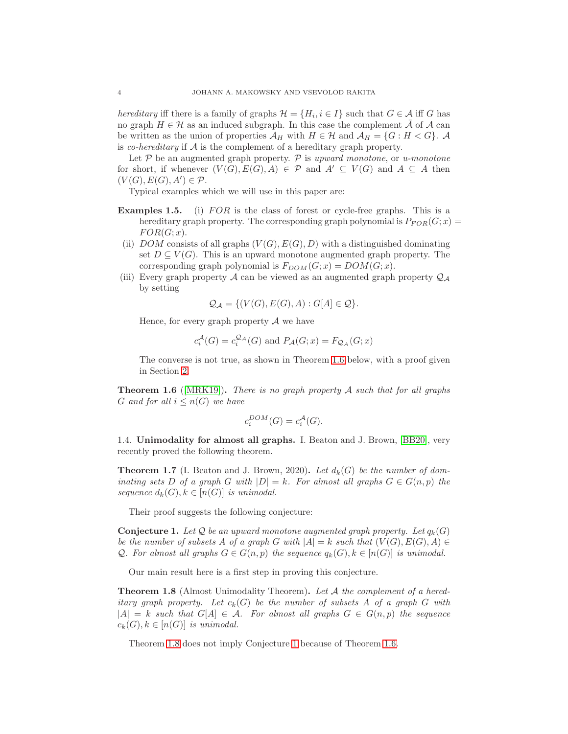*hereditary* iff there is a family of graphs $\mathcal{H} = \{H_i, i \in I\}$ such that $G \in \mathcal{A}$ iff $G$ has no graph $H \in \mathcal{H}$ as an induced subgraph. In this case the complement $\bar{\mathcal{A}}$ of $\mathcal{A}$ can be written as the union of properties $\mathcal{A}_H$ with $H \in \mathcal{H}$ and $\mathcal{A}_H = \{G : H < G\}$. $\mathcal{A}$ is *co-hereditary* if $\mathcal{A}$ is the complement of a hereditary graph property.

Let $\mathcal{P}$ be an augmented graph property. $\mathcal{P}$ is *upward monotone*, or *u-monotone* for short, if whenever $(V(G), E(G), A) \in \mathcal{P}$ and $A' \subseteq V(G)$ and $A \subseteq A$ then $(V(G), E(G), A') \in \mathcal{P}$.

Typical examples which we will use in this paper are:

**Examples 1.5.** (i) $FOR$ is the class of forest or cycle-free graphs. This is a hereditary graph property. The corresponding graph polynomial is $P_{FOR}(G;x) = FOR(G;x)$.

(ii) $DOM$ consists of all graphs $(V(G), E(G), D)$ with a distinguished dominating set $D \subseteq V(G)$. This is an upward monotone augmented graph property. The corresponding graph polynomial is $F_{DOM}(G;x) = DOM(G;x)$.

(iii) Every graph property $\mathcal{A}$ can be viewed as an augmented graph property $\mathcal{Q}_{\mathcal{A}}$ by setting

$$\mathcal{Q}_{\mathcal{A}} = \{(V(G), E(G), A) : G[A] \in \mathcal{Q}\}.$$

Hence, for every graph property $\mathcal{A}$ we have

$$c_i^{\mathcal{A}}(G) = c_i^{\mathcal{Q}_{\mathcal{A}}}(G) \text{ and } P_{\mathcal{A}}(G;x) = F_{\mathcal{Q}_{\mathcal{A}}}(G;x)$$

The converse is not true, as shown in Theorem 1.6 below, with a proof given in Section 2.

**Theorem 1.6** ([MRK19]). *There is no graph property $\mathcal{A}$ such that for all graphs $G$ and for all $i \leq n(G)$ we have*

$$c_i^{DOM}(G) = c_i^{\mathcal{A}}(G).$$

1.4. **Unimodality for almost all graphs.** I. Beaton and J. Brown, [BB20], very recently proved the following theorem.

**Theorem 1.7** (I. Beaton and J. Brown, 2020). *Let $d_k(G)$ be the number of dominating sets $D$ of a graph $G$ with $|D| = k$. For almost all graphs $G \in G(n,p)$ the sequence $d_k(G), k \in [n(G)]$ is unimodal.*

Their proof suggests the following conjecture:

**Conjecture 1.** *Let $\mathcal{Q}$ be an upward monotone augmented graph property. Let $q_k(G)$ be the number of subsets $A$ of a graph $G$ with $|A| = k$ such that $(V(G), E(G), A) \in \mathcal{Q}$. For almost all graphs $G \in G(n,p)$ the sequence $q_k(G), k \in [n(G)]$ is unimodal.*

Our main result here is a first step in proving this conjecture.

**Theorem 1.8** (Almost Unimodality Theorem). *Let $\mathcal{A}$ the complement of a hereditary graph property. Let $c_k(G)$ be the number of subsets $A$ of a graph $G$ with $|A| = k$ such that $G[A] \in \mathcal{A}$. For almost all graphs $G \in G(n,p)$ the sequence $c_k(G), k \in [n(G)]$ is unimodal.*

Theorem 1.8 does not imply Conjecture 1 because of Theorem 1.6.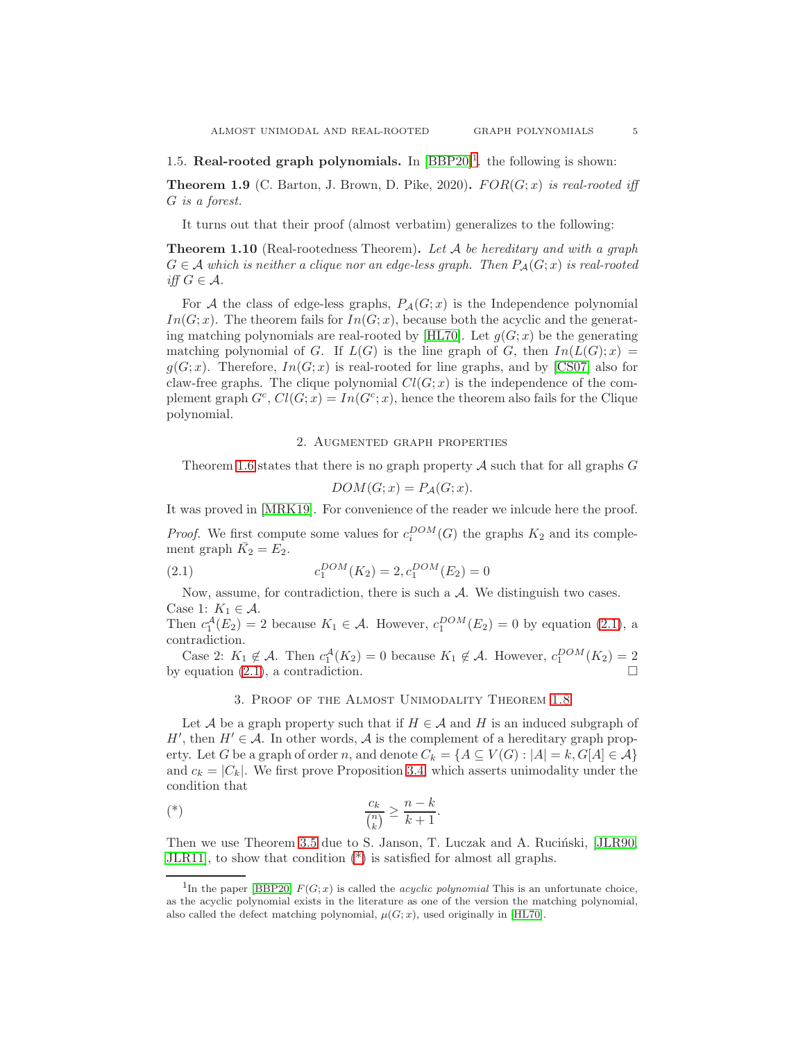### 1.5. Real-rooted graph polynomials.

In [BBP20][1], the following is shown:

**Theorem 1.9** (C. Barton, J. Brown, D. Pike, 2020). *$FOR(G;x)$ is real-rooted iff $G$ is a forest.*

It turns out that their proof (almost verbatim) generalizes to the following:

**Theorem 1.10** (Real-rootedness Theorem). *Let $\mathcal{A}$ be hereditary and with a graph $G \in \mathcal{A}$ which is neither a clique nor an edge-less graph. Then $P_{\mathcal{A}}(G;x)$ is real-rooted iff $G \in \mathcal{A}$.*

For $\mathcal{A}$ the class of edge-less graphs, $P_{\mathcal{A}}(G;x)$ is the Independence polynomial $In(G;x)$. The theorem fails for $In(G;x)$, because both the acyclic and the generating matching polynomials are real-rooted by [HL70]. Let $g(G;x)$ be the generating matching polynomial of $G$. If $L(G)$ is the line graph of $G$, then $In(L(G);x) = g(G;x)$. Therefore, $In(G;x)$ is real-rooted for line graphs, and by [CS07] also for claw-free graphs. The clique polynomial $Cl(G;x)$ is the independence of the complement graph $G^c$, $Cl(G;x) = In(G^c;x)$, hence the theorem also fails for the Clique polynomial.

## 2. Augmented graph properties

Theorem 1.6 states that there is no graph property $\mathcal{A}$ such that for all graphs $G$

$$DOM(G;x) = P_{\mathcal{A}}(G;x).$$

It was proved in [MRK19]. For convenience of the reader we inlcude here the proof.

*Proof.* We first compute some values for $c_i^{DOM}(G)$ the graphs $K_2$ and its complement graph $\bar{K}_2 = E_2$.

$$c_1^{DOM}(K_2) = 2, c_1^{DOM}(E_2) = 0 \tag{2.1}$$

Now, assume, for contradiction, there is such a $\mathcal{A}$. We distinguish two cases.
Case 1: $K_1 \in \mathcal{A}$.
Then $c_1^{\mathcal{A}}(E_2) = 2$ because $K_1 \in \mathcal{A}$. However, $c_1^{DOM}(E_2) = 0$ by equation (2.1), a contradiction.

Case 2: $K_1 \notin \mathcal{A}$. Then $c_1^{\mathcal{A}}(K_2) = 0$ because $K_1 \notin \mathcal{A}$. However, $c_1^{DOM}(K_2) = 2$ by equation (2.1), a contradiction. □

## 3. Proof of the Almost Unimodality Theorem 1.8

Let $\mathcal{A}$ be a graph property such that if $H \in \mathcal{A}$ and $H$ is an induced subgraph of $H'$, then $H' \in \mathcal{A}$. In other words, $\mathcal{A}$ is the complement of a hereditary graph property. Let $G$ be a graph of order $n$, and denote $C_k = \{A \subseteq V(G) : |A| = k, G[A] \in \mathcal{A}\}$ and $c_k = |C_k|$. We first prove Proposition 3.4, which asserts unimodality under the condition that

$$\frac{c_k}{\binom{n}{k}} \geq \frac{n-k}{k+1}. \tag{*}$$

Then we use Theorem 3.5 due to S. Janson, T. Luczak and A. Ruciński, [JLR90, JLR11], to show that condition (*) is satisfied for almost all graphs.

[1] In the paper [BBP20] $F(G;x)$ is called the *acyclic polynomial* This is an unfortunate choice, as the acyclic polynomial exists in the literature as one of the version the matching polynomial, also called the defect matching polynomial, $\mu(G;x)$, used originally in [HL70].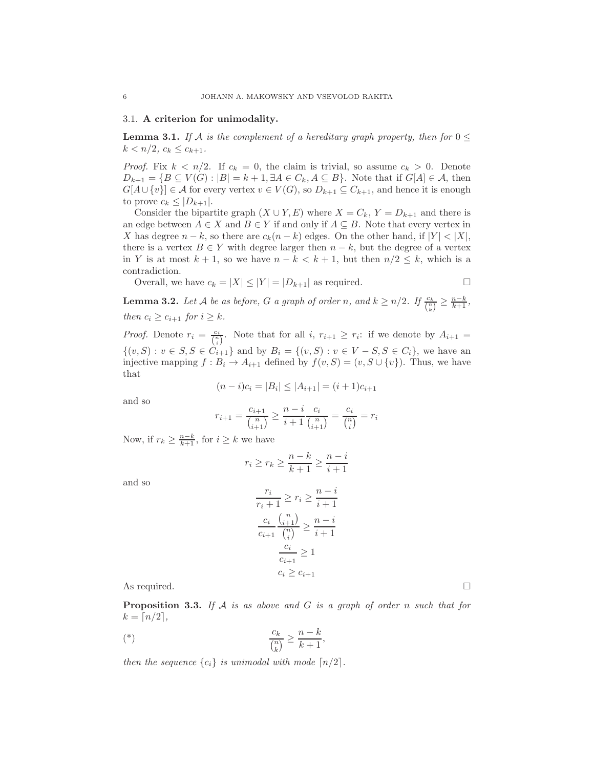### 3.1. **A criterion for unimodality.**

**Lemma 3.1.** *If $\mathcal{A}$ is the complement of a hereditary graph property, then for $0 \leq k < n/2$, $c_k \leq c_{k+1}$.*

*Proof.* Fix $k < n/2$. If $c_k = 0$, the claim is trivial, so assume $c_k > 0$. Denote $D_{k+1} = \{B \subseteq V(G) : |B| = k+1, \exists A \in C_k, A \subseteq B\}$. Note that if $G[A] \in \mathcal{A}$, then $G[A \cup \{v\}] \in \mathcal{A}$ for every vertex $v \in V(G)$, so $D_{k+1} \subseteq C_{k+1}$, and hence it is enough to prove $c_k \leq |D_{k+1}|$.

Consider the bipartite graph $(X \cup Y, E)$ where $X = C_k$, $Y = D_{k+1}$ and there is an edge between $A \in X$ and $B \in Y$ if and only if $A \subseteq B$. Note that every vertex in $X$ has degree $n-k$, so there are $c_k(n-k)$ edges. On the other hand, if $|Y| < |X|$, there is a vertex $B \in Y$ with degree larger then $n-k$, but the degree of a vertex in $Y$ is at most $k+1$, so we have $n-k < k+1$, but then $n/2 \leq k$, which is a contradiction.

Overall, we have $c_k = |X| \leq |Y| = |D_{k+1}|$ as required. $\square$

**Lemma 3.2.** *Let $\mathcal{A}$ be as before, $G$ a graph of order $n$, and $k \geq n/2$. If $\frac{c_k}{\binom{n}{k}} \geq \frac{n-k}{k+1}$, then $c_i \geq c_{i+1}$ for $i \geq k$.*

*Proof.* Denote $r_i = \frac{c_i}{\binom{n}{i}}$. Note that for all $i$, $r_{i+1} \geq r_i$: if we denote by $A_{i+1} = \{(v,S) : v \in S, S \in C_{i+1}\}$ and by $B_i = \{(v,S) : v \in V - S, S \in C_i\}$, we have an injective mapping $f : B_i \to A_{i+1}$ defined by $f(v,S) = (v, S \cup \{v\})$. Thus, we have that

$$(n-i)c_i = |B_i| \leq |A_{i+1}| = (i+1)c_{i+1}$$

and so

$$r_{i+1} = \frac{c_{i+1}}{\binom{n}{i+1}} \geq \frac{n-i}{i+1} \frac{c_i}{\binom{n}{i+1}} = \frac{c_i}{\binom{n}{i}} = r_i$$

Now, if $r_k \geq \frac{n-k}{k+1}$, for $i \geq k$ we have

$$r_i \geq r_k \geq \frac{n-k}{k+1} \geq \frac{n-i}{i+1}$$

and so

$$\frac{r_i}{r_i+1} \geq r_i \geq \frac{n-i}{i+1}$$

$$\frac{c_i}{c_{i+1}} \frac{\binom{n}{i+1}}{\binom{n}{i}} \geq \frac{n-i}{i+1}$$

$$\frac{c_i}{c_{i+1}} \geq 1$$

$$c_i \geq c_{i+1}$$

As required. $\square$

**Proposition 3.3.** *If $\mathcal{A}$ is as above and $G$ is a graph of order $n$ such that for $k = \lceil n/2 \rceil$,*

$$\frac{c_k}{\binom{n}{k}} \geq \frac{n-k}{k+1}, \qquad (*)$$

*then the sequence $\{c_i\}$ is unimodal with mode $\lceil n/2 \rceil$.*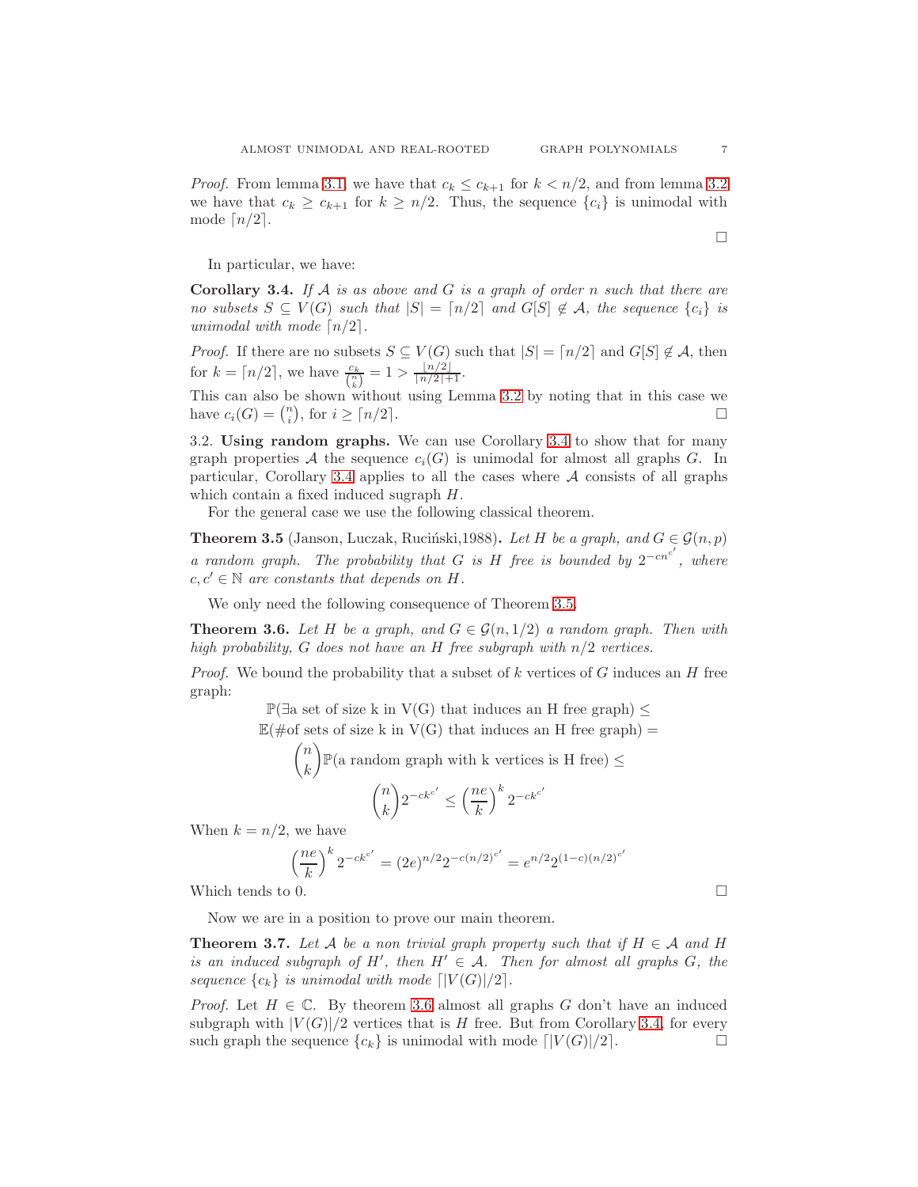*Proof.* From lemma 3.1, we have that $c_k \le c_{k+1}$ for $k < n/2$, and from lemma 3.2 we have that $c_k \ge c_{k+1}$ for $k \ge n/2$. Thus, the sequence $\{c_i\}$ is unimodal with mode $\lceil n/2 \rceil$.

□

In particular, we have:

**Corollary 3.4.** *If $\mathcal{A}$ is as above and $G$ is a graph of order $n$ such that there are no subsets $S \subseteq V(G)$ such that $|S| = \lceil n/2 \rceil$ and $G[S] \notin \mathcal{A}$, the sequence $\{c_i\}$ is unimodal with mode $\lceil n/2 \rceil$.*

*Proof.* If there are no subsets $S \subseteq V(G)$ such that $|S| = \lceil n/2 \rceil$ and $G[S] \notin \mathcal{A}$, then for $k = \lceil n/2 \rceil$, we have $\frac{c_k}{\binom{n}{k}} = 1 > \frac{\lfloor n/2 \rfloor}{\lceil n/2 \rceil + 1}$.

This can also be shown without using Lemma 3.2 by noting that in this case we have $c_i(G) = \binom{n}{i}$, for $i \ge \lceil n/2 \rceil$. □

3.2. **Using random graphs.** We can use Corollary 3.4 to show that for many graph properties $\mathcal{A}$ the sequence $c_i(G)$ is unimodal for almost all graphs $G$. In particular, Corollary 3.4 applies to all the cases where $\mathcal{A}$ consists of all graphs which contain a fixed induced sugraph $H$.

For the general case we use the following classical theorem.

**Theorem 3.5** (Janson, Luczak, Ruciński,1988)**.** *Let $H$ be a graph, and $G \in \mathcal{G}(n,p)$ a random graph. The probability that $G$ is $H$ free is bounded by $2^{-cn^{c'}}$, where $c, c' \in \mathbb{N}$ are constants that depends on $H$.*

We only need the following consequence of Theorem 3.5.

**Theorem 3.6.** *Let $H$ be a graph, and $G \in \mathcal{G}(n, 1/2)$ a random graph. Then with high probability, $G$ does not have an $H$ free subgraph with $n/2$ vertices.*

*Proof.* We bound the probability that a subset of $k$ vertices of $G$ induces an $H$ free graph:

$$\mathbb{P}(\exists \text{a set of size k in V(G) that induces an H free graph}) \le$$
$$\mathbb{E}(\#\text{of sets of size k in V(G) that induces an H free graph}) =$$
$$\binom{n}{k}\mathbb{P}(\text{a random graph with k vertices is H free}) \le$$
$$\binom{n}{k} 2^{-ck^{c'}} \le \left(\frac{ne}{k}\right)^k 2^{-ck^{c'}}$$

When $k = n/2$, we have

$$\left(\frac{ne}{k}\right)^k 2^{-ck^{c'}} = (2e)^{n/2} 2^{-c(n/2)^{c'}} = e^{n/2} 2^{(1-c)(n/2)^{c'}}$$

Which tends to 0. □

Now we are in a position to prove our main theorem.

**Theorem 3.7.** *Let $\mathcal{A}$ be a non trivial graph property such that if $H \in \mathcal{A}$ and $H$ is an induced subgraph of $H'$, then $H' \in \mathcal{A}$. Then for almost all graphs $G$, the sequence $\{c_k\}$ is unimodal with mode $\lceil |V(G)|/2 \rceil$.*

*Proof.* Let $H \in \mathbb{C}$. By theorem 3.6 almost all graphs $G$ don't have an induced subgraph with $|V(G)|/2$ vertices that is $H$ free. But from Corollary 3.4, for every such graph the sequence $\{c_k\}$ is unimodal with mode $\lceil |V(G)|/2 \rceil$. □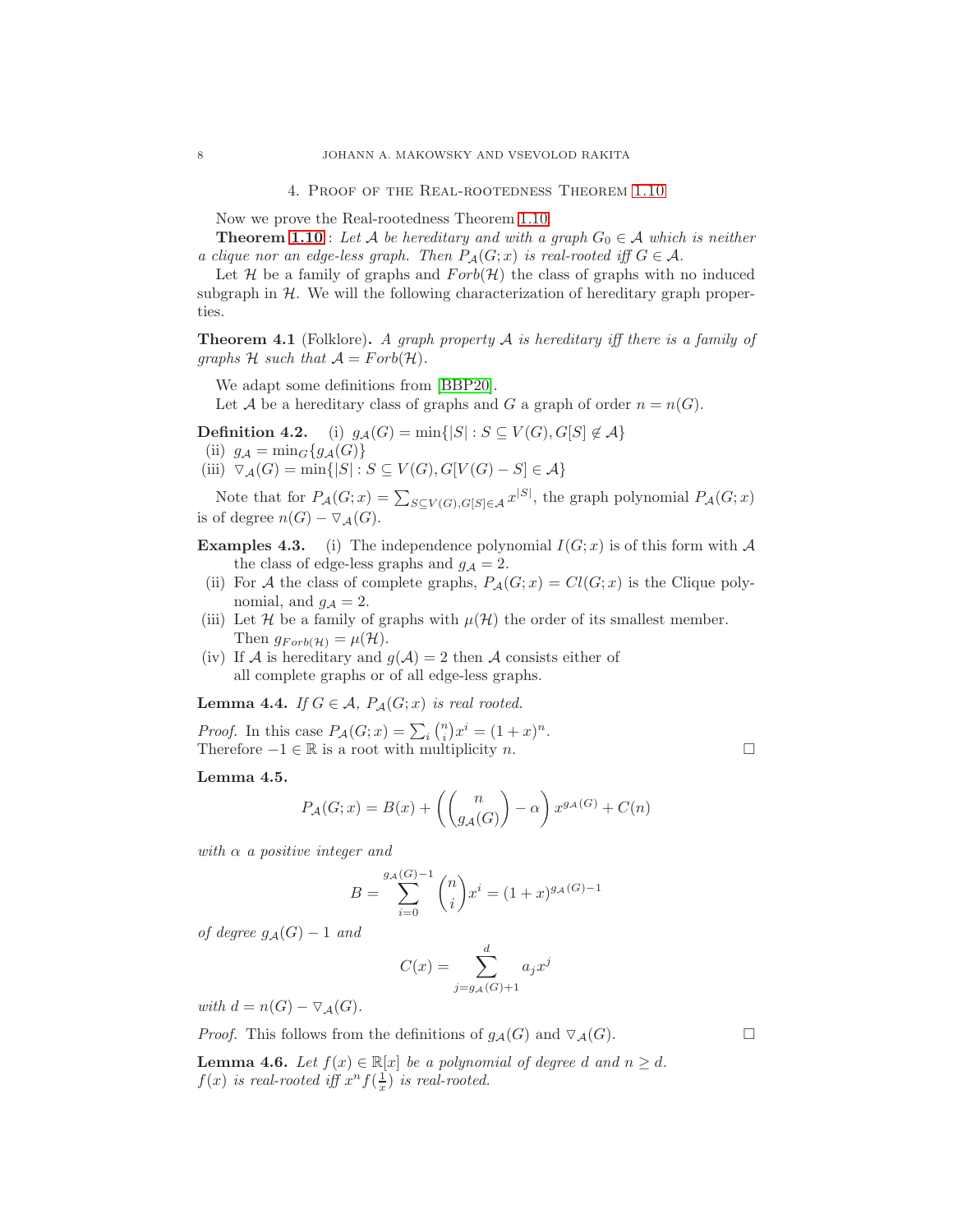## 4. Proof of the Real-rootedness Theorem 1.10

Now we prove the Real-rootedness Theorem 1.10.

**Theorem 1.10** : *Let $\mathcal{A}$ be hereditary and with a graph $G_0 \in \mathcal{A}$ which is neither a clique nor an edge-less graph. Then $P_{\mathcal{A}}(G;x)$ is real-rooted iff $G \in \mathcal{A}$.*

Let $\mathcal{H}$ be a family of graphs and $Forb(\mathcal{H})$ the class of graphs with no induced subgraph in $\mathcal{H}$. We will the following characterization of hereditary graph properties.

**Theorem 4.1** (Folklore)**.** *A graph property $\mathcal{A}$ is hereditary iff there is a family of graphs $\mathcal{H}$ such that $\mathcal{A} = Forb(\mathcal{H})$.*

We adapt some definitions from [BBP20].

Let $\mathcal{A}$ be a hereditary class of graphs and $G$ a graph of order $n = n(G)$.

**Definition 4.2.**
(i) $g_{\mathcal{A}}(G) = \min\{|S| : S \subseteq V(G), G[S] \notin \mathcal{A}\}$
(ii) $g_{\mathcal{A}} = \min_G\{g_{\mathcal{A}}(G)\}$
(iii) $\triangledown_{\mathcal{A}}(G) = \min\{|S| : S \subseteq V(G), G[V(G) - S] \in \mathcal{A}\}$

Note that for $P_{\mathcal{A}}(G;x) = \sum_{S \subseteq V(G), G[S] \in \mathcal{A}} x^{|S|}$, the graph polynomial $P_{\mathcal{A}}(G;x)$ is of degree $n(G) - \triangledown_{\mathcal{A}}(G)$.

**Examples 4.3.**
(i) The independence polynomial $I(G;x)$ is of this form with $\mathcal{A}$ the class of edge-less graphs and $g_{\mathcal{A}} = 2$.
(ii) For $\mathcal{A}$ the class of complete graphs, $P_{\mathcal{A}}(G;x) = Cl(G;x)$ is the Clique polynomial, and $g_{\mathcal{A}} = 2$.
(iii) Let $\mathcal{H}$ be a family of graphs with $\mu(\mathcal{H})$ the order of its smallest member. Then $g_{Forb(\mathcal{H})} = \mu(\mathcal{H})$.
(iv) If $\mathcal{A}$ is hereditary and $g(\mathcal{A}) = 2$ then $\mathcal{A}$ consists either of all complete graphs or of all edge-less graphs.

**Lemma 4.4.** *If $G \in \mathcal{A}$, $P_{\mathcal{A}}(G;x)$ is real rooted.*

*Proof.* In this case $P_{\mathcal{A}}(G;x) = \sum_i \binom{n}{i} x^i = (1+x)^n$.
Therefore $-1 \in \mathbb{R}$ is a root with multiplicity $n$. □

**Lemma 4.5.**

$$P_{\mathcal{A}}(G;x) = B(x) + \left(\binom{n}{g_{\mathcal{A}}(G)} - \alpha\right) x^{g_{\mathcal{A}}(G)} + C(n)$$

*with $\alpha$ a positive integer and*

$$B = \sum_{i=0}^{g_{\mathcal{A}}(G)-1} \binom{n}{i} x^i = (1+x)^{g_{\mathcal{A}}(G)-1}$$

*of degree $g_{\mathcal{A}}(G) - 1$ and*

$$C(x) = \sum_{j=g_{\mathcal{A}}(G)+1}^{d} a_j x^j$$

*with $d = n(G) - \triangledown_{\mathcal{A}}(G)$.*

*Proof.* This follows from the definitions of $g_{\mathcal{A}}(G)$ and $\triangledown_{\mathcal{A}}(G)$. □

**Lemma 4.6.** *Let $f(x) \in \mathbb{R}[x]$ be a polynomial of degree $d$ and $n \geq d$. $f(x)$ is real-rooted iff $x^n f(\frac{1}{x})$ is real-rooted.*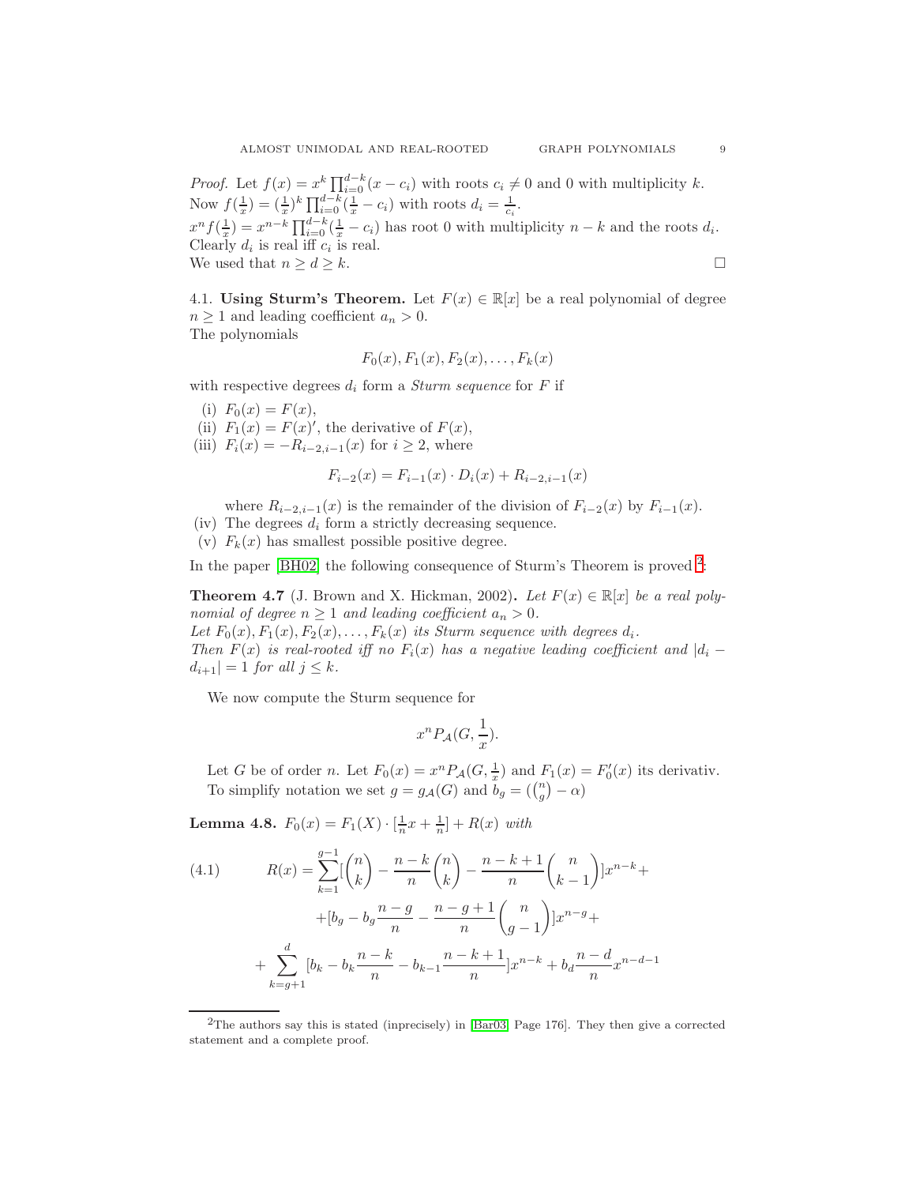*Proof.* Let $f(x) = x^k \prod_{i=0}^{d-k}(x - c_i)$ with roots $c_i \neq 0$ and 0 with multiplicity $k$.
Now $f(\frac{1}{x}) = (\frac{1}{x})^k \prod_{i=0}^{d-k}(\frac{1}{x} - c_i)$ with roots $d_i = \frac{1}{c_i}$.
$x^n f(\frac{1}{x}) = x^{n-k} \prod_{i=0}^{d-k}(\frac{1}{x} - c_i)$ has root 0 with multiplicity $n - k$ and the roots $d_i$.
Clearly $d_i$ is real iff $c_i$ is real.
We used that $n \geq d \geq k$. □

**4.1. Using Sturm's Theorem.** Let $F(x) \in \mathbb{R}[x]$ be a real polynomial of degree $n \geq 1$ and leading coefficient $a_n > 0$.
The polynomials

$$F_0(x), F_1(x), F_2(x), \ldots, F_k(x)$$

with respective degrees $d_i$ form a *Sturm sequence* for $F$ if

(i) $F_0(x) = F(x)$,
(ii) $F_1(x) = F(x)'$, the derivative of $F(x)$,
(iii) $F_i(x) = -R_{i-2,i-1}(x)$ for $i \geq 2$, where

$$F_{i-2}(x) = F_{i-1}(x) \cdot D_i(x) + R_{i-2,i-1}(x)$$

where $R_{i-2,i-1}(x)$ is the remainder of the division of $F_{i-2}(x)$ by $F_{i-1}(x)$.
(iv) The degrees $d_i$ form a strictly decreasing sequence.
(v) $F_k(x)$ has smallest possible positive degree.

In the paper [BH02] the following consequence of Sturm's Theorem is proved [2]:

**Theorem 4.7** (J. Brown and X. Hickman, 2002)**.** *Let $F(x) \in \mathbb{R}[x]$ be a real polynomial of degree $n \geq 1$ and leading coefficient $a_n > 0$.*
*Let $F_0(x), F_1(x), F_2(x), \ldots, F_k(x)$ its Sturm sequence with degrees $d_i$.*
*Then $F(x)$ is real-rooted iff no $F_i(x)$ has a negative leading coefficient and $|d_i - d_{i+1}| = 1$ for all $j \leq k$.*

We now compute the Sturm sequence for

$$x^n P_{\mathcal{A}}(G, \frac{1}{x}).$$

Let $G$ be of order $n$. Let $F_0(x) = x^n P_{\mathcal{A}}(G, \frac{1}{x})$ and $F_1(x) = F_0'(x)$ its derivativ.
To simplify notation we set $g = g_{\mathcal{A}}(G)$ and $b_g = (\binom{n}{g} - \alpha)$

**Lemma 4.8.** *$F_0(x) = F_1(X) \cdot [\frac{1}{n}x + \frac{1}{n}] + R(x)$ with*

$$R(x) = \sum_{k=1}^{g-1} [\binom{n}{k} - \frac{n-k}{n}\binom{n}{k} - \frac{n-k+1}{n}\binom{n}{k-1}] x^{n-k} + \tag{4.1}$$
$$+ [b_g - b_g \frac{n-g}{n} - \frac{n-g+1}{n}\binom{n}{g-1}] x^{n-g} +$$
$$+ \sum_{k=g+1}^{d} [b_k - b_k \frac{n-k}{n} - b_{k-1}\frac{n-k+1}{n}] x^{n-k} + b_d \frac{n-d}{n} x^{n-d-1}$$

[2] The authors say this is stated (imprecisely) in [Bar03, Page 176]. They then give a corrected statement and a complete proof.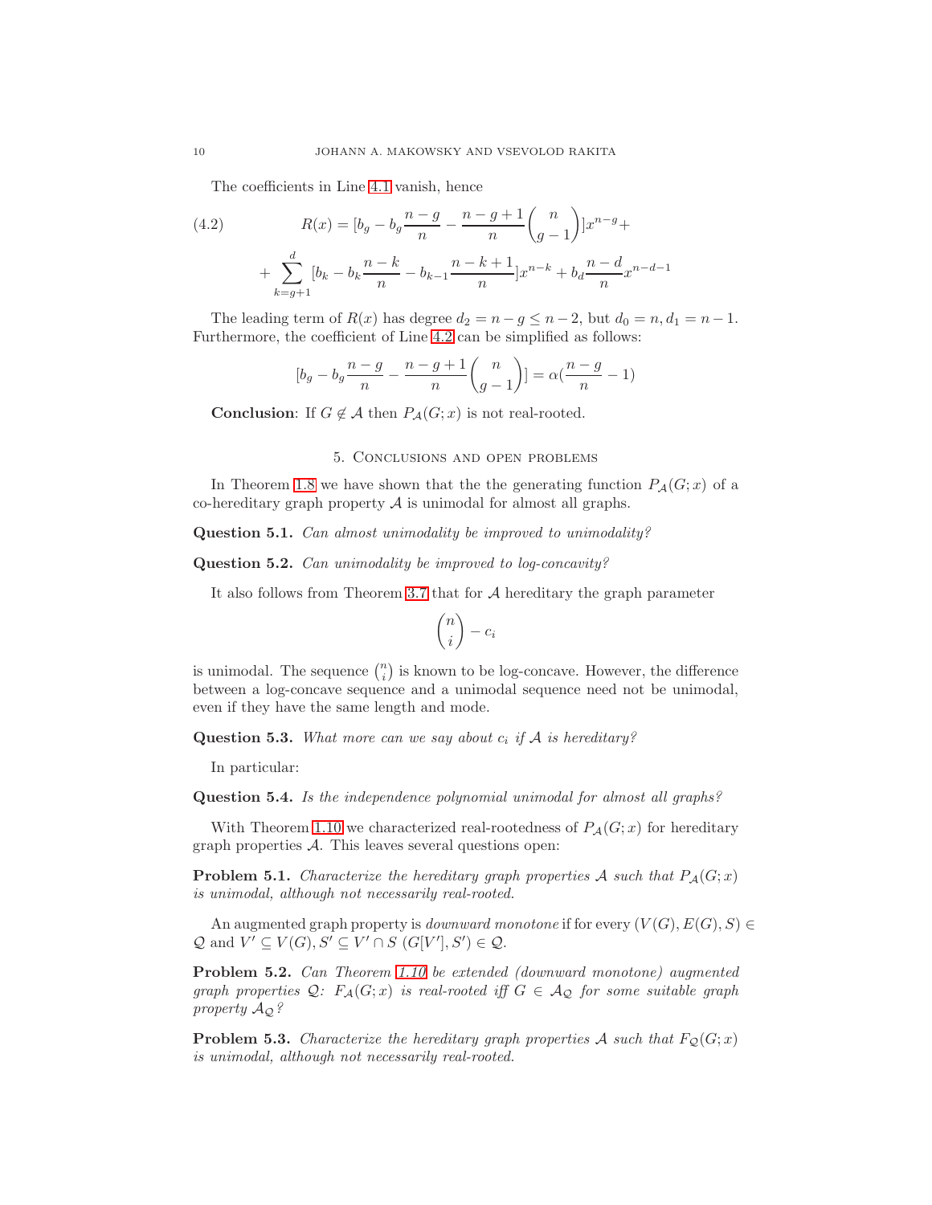The coefficients in Line 4.1 vanish, hence

$$
R(x) = [b_g - b_g \frac{n-g}{n} - \frac{n-g+1}{n}\binom{n}{g-1}]x^{n-g} + \tag{4.2}
$$

$$
+ \sum_{k=g+1}^{d} [b_k - b_k \frac{n-k}{n} - b_{k-1}\frac{n-k+1}{n}]x^{n-k} + b_d \frac{n-d}{n} x^{n-d-1}
$$

The leading term of $R(x)$ has degree $d_2 = n - g \leq n-2$, but $d_0 = n, d_1 = n-1$. Furthermore, the coefficient of Line 4.2 can be simplified as follows:

$$
[b_g - b_g \frac{n-g}{n} - \frac{n-g+1}{n}\binom{n}{g-1}] = \alpha(\frac{n-g}{n} - 1)
$$

**Conclusion**: If $G \notin \mathcal{A}$ then $P_{\mathcal{A}}(G;x)$ is not real-rooted.

## 5. Conclusions and open problems

In Theorem 1.8 we have shown that the the generating function $P_{\mathcal{A}}(G;x)$ of a co-hereditary graph property $\mathcal{A}$ is unimodal for almost all graphs.

**Question 5.1.** *Can almost unimodality be improved to unimodality?*

**Question 5.2.** *Can unimodality be improved to log-concavity?*

It also follows from Theorem 3.7 that for $\mathcal{A}$ hereditary the graph parameter

$$
\binom{n}{i} - c_i
$$

is unimodal. The sequence $\binom{n}{i}$ is known to be log-concave. However, the difference between a log-concave sequence and a unimodal sequence need not be unimodal, even if they have the same length and mode.

**Question 5.3.** *What more can we say about $c_i$ if $\mathcal{A}$ is hereditary?*

In particular:

**Question 5.4.** *Is the independence polynomial unimodal for almost all graphs?*

With Theorem 1.10 we characterized real-rootedness of $P_{\mathcal{A}}(G;x)$ for hereditary graph properties $\mathcal{A}$. This leaves several questions open:

**Problem 5.1.** *Characterize the hereditary graph properties $\mathcal{A}$ such that $P_{\mathcal{A}}(G;x)$ is unimodal, although not necessarily real-rooted.*

An augmented graph property is *downward monotone* if for every $(V(G), E(G), S) \in \mathcal{Q}$ and $V' \subseteq V(G), S' \subseteq V' \cap S$ $(G[V'], S') \in \mathcal{Q}$.

**Problem 5.2.** *Can Theorem 1.10 be extended (downward monotone) augmented graph properties $\mathcal{Q}$: $F_{\mathcal{A}}(G;x)$ is real-rooted iff $G \in \mathcal{A}_{\mathcal{Q}}$ for some suitable graph property $\mathcal{A}_{\mathcal{Q}}$?*

**Problem 5.3.** *Characterize the hereditary graph properties $\mathcal{A}$ such that $F_{\mathcal{Q}}(G;x)$ is unimodal, although not necessarily real-rooted.*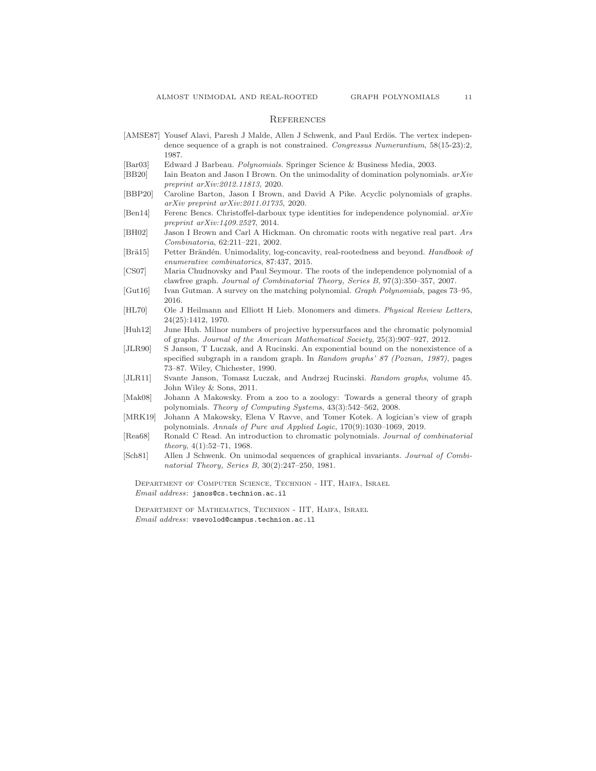## References

[AMSE87] Yousef Alavi, Paresh J Malde, Allen J Schwenk, and Paul Erdös. The vertex independence sequence of a graph is not constrained. *Congressus Numerantium*, 58(15-23):2, 1987.

[Bar03] Edward J Barbeau. *Polynomials*. Springer Science & Business Media, 2003.

[BB20] Iain Beaton and Jason I Brown. On the unimodality of domination polynomials. *arXiv preprint arXiv:2012.11813*, 2020.

[BBP20] Caroline Barton, Jason I Brown, and David A Pike. Acyclic polynomials of graphs. *arXiv preprint arXiv:2011.01735*, 2020.

[Ben14] Ferenc Bencs. Christoffel-darboux type identities for independence polynomial. *arXiv preprint arXiv:1409.2527*, 2014.

[BH02] Jason I Brown and Carl A Hickman. On chromatic roots with negative real part. *Ars Combinatoria*, 62:211–221, 2002.

[Brä15] Petter Brändén. Unimodality, log-concavity, real-rootedness and beyond. *Handbook of enumerative combinatorics*, 87:437, 2015.

[CS07] Maria Chudnovsky and Paul Seymour. The roots of the independence polynomial of a clawfree graph. *Journal of Combinatorial Theory, Series B*, 97(3):350–357, 2007.

[Gut16] Ivan Gutman. A survey on the matching polynomial. *Graph Polynomials*, pages 73–95, 2016.

[HL70] Ole J Heilmann and Elliott H Lieb. Monomers and dimers. *Physical Review Letters*, 24(25):1412, 1970.

[Huh12] June Huh. Milnor numbers of projective hypersurfaces and the chromatic polynomial of graphs. *Journal of the American Mathematical Society*, 25(3):907–927, 2012.

[JLR90] S Janson, T Luczak, and A Rucinski. An exponential bound on the nonexistence of a specified subgraph in a random graph. In *Random graphs' 87 (Poznan, 1987)*, pages 73–87. Wiley, Chichester, 1990.

[JLR11] Svante Janson, Tomasz Luczak, and Andrzej Rucinski. *Random graphs*, volume 45. John Wiley & Sons, 2011.

[Mak08] Johann A Makowsky. From a zoo to a zoology: Towards a general theory of graph polynomials. *Theory of Computing Systems*, 43(3):542–562, 2008.

[MRK19] Johann A Makowsky, Elena V Ravve, and Tomer Kotek. A logician's view of graph polynomials. *Annals of Pure and Applied Logic*, 170(9):1030–1069, 2019.

[Rea68] Ronald C Read. An introduction to chromatic polynomials. *Journal of combinatorial theory*, 4(1):52–71, 1968.

[Sch81] Allen J Schwenk. On unimodal sequences of graphical invariants. *Journal of Combinatorial Theory, Series B*, 30(2):247–250, 1981.

Department of Computer Science, Technion - IIT, Haifa, Israel
*Email address*: janos@cs.technion.ac.il

Department of Mathematics, Technion - IIT, Haifa, Israel
*Email address*: vsevolod@campus.technion.ac.il